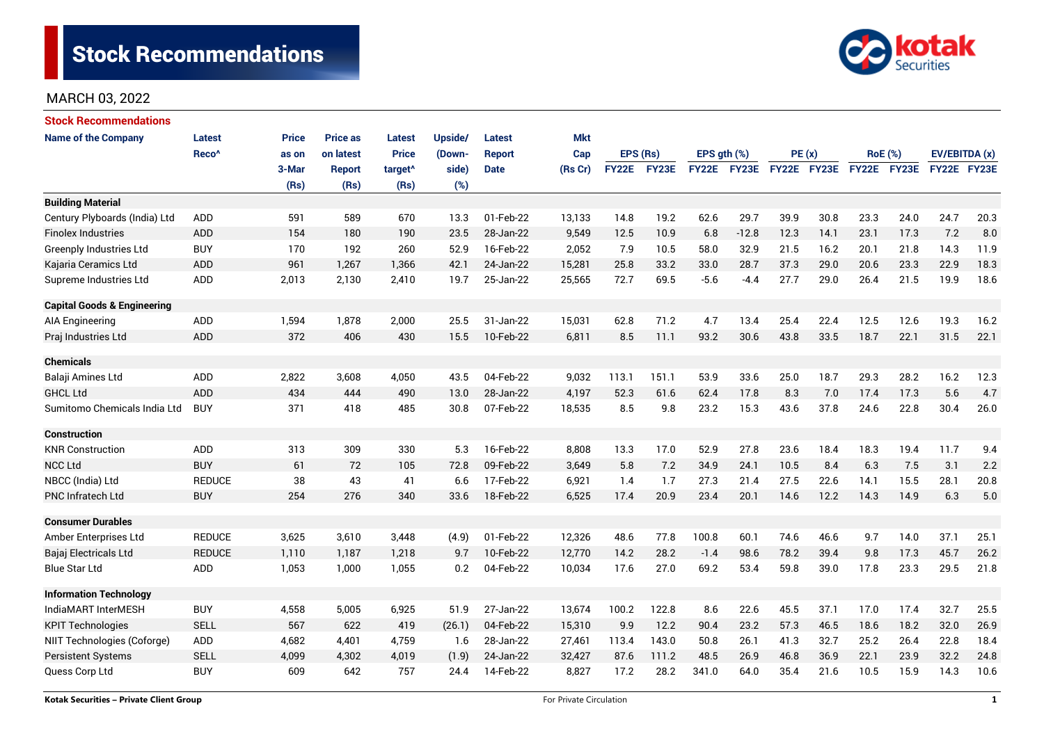# Stock Recommendations

MARCH 03, 2022

## Stock Recommendations

| Name of the Company | Latest Reco^ | Price as on 3-Mar (Rs) | Price as on latest Report (Rs) | Latest Price target^ (Rs) | Upside/ (Down-side) (%) | Latest Report Date | Mkt Cap (Rs Cr) | EPS (Rs) | | EPS gth (%) | | PE (x) | | RoE (%) | | EV/EBITDA (x) | |
|---|---|---|---|---|---|---|---|---|---|---|---|---|---|---|---|---|---|
| | | | | | | | | FY22E | FY23E | FY22E | FY23E | FY22E | FY23E | FY22E | FY23E | FY22E | FY23E |
| **Building Material** | | | | | | | | | | | | | | | | | |
| Century Plyboards (India) Ltd | ADD | 591 | 589 | 670 | 13.3 | 01-Feb-22 | 13,133 | 14.8 | 19.2 | 62.6 | 29.7 | 39.9 | 30.8 | 23.3 | 24.0 | 24.7 | 20.3 |
| Finolex Industries | ADD | 154 | 180 | 190 | 23.5 | 28-Jan-22 | 9,549 | 12.5 | 10.9 | 6.8 | -12.8 | 12.3 | 14.1 | 23.1 | 17.3 | 7.2 | 8.0 |
| Greenply Industries Ltd | BUY | 170 | 192 | 260 | 52.9 | 16-Feb-22 | 2,052 | 7.9 | 10.5 | 58.0 | 32.9 | 21.5 | 16.2 | 20.1 | 21.8 | 14.3 | 11.9 |
| Kajaria Ceramics Ltd | ADD | 961 | 1,267 | 1,366 | 42.1 | 24-Jan-22 | 15,281 | 25.8 | 33.2 | 33.0 | 28.7 | 37.3 | 29.0 | 20.6 | 23.3 | 22.9 | 18.3 |
| Supreme Industries Ltd | ADD | 2,013 | 2,130 | 2,410 | 19.7 | 25-Jan-22 | 25,565 | 72.7 | 69.5 | -5.6 | -4.4 | 27.7 | 29.0 | 26.4 | 21.5 | 19.9 | 18.6 |
| **Capital Goods & Engineering** | | | | | | | | | | | | | | | | | |
| AIA Engineering | ADD | 1,594 | 1,878 | 2,000 | 25.5 | 31-Jan-22 | 15,031 | 62.8 | 71.2 | 4.7 | 13.4 | 25.4 | 22.4 | 12.5 | 12.6 | 19.3 | 16.2 |
| Praj Industries Ltd | ADD | 372 | 406 | 430 | 15.5 | 10-Feb-22 | 6,811 | 8.5 | 11.1 | 93.2 | 30.6 | 43.8 | 33.5 | 18.7 | 22.1 | 31.5 | 22.1 |
| **Chemicals** | | | | | | | | | | | | | | | | | |
| Balaji Amines Ltd | ADD | 2,822 | 3,608 | 4,050 | 43.5 | 04-Feb-22 | 9,032 | 113.1 | 151.1 | 53.9 | 33.6 | 25.0 | 18.7 | 29.3 | 28.2 | 16.2 | 12.3 |
| GHCL Ltd | ADD | 434 | 444 | 490 | 13.0 | 28-Jan-22 | 4,197 | 52.3 | 61.6 | 62.4 | 17.8 | 8.3 | 7.0 | 17.4 | 17.3 | 5.6 | 4.7 |
| Sumitomo Chemicals India Ltd | BUY | 371 | 418 | 485 | 30.8 | 07-Feb-22 | 18,535 | 8.5 | 9.8 | 23.2 | 15.3 | 43.6 | 37.8 | 24.6 | 22.8 | 30.4 | 26.0 |
| **Construction** | | | | | | | | | | | | | | | | | |
| KNR Construction | ADD | 313 | 309 | 330 | 5.3 | 16-Feb-22 | 8,808 | 13.3 | 17.0 | 52.9 | 27.8 | 23.6 | 18.4 | 18.3 | 19.4 | 11.7 | 9.4 |
| NCC Ltd | BUY | 61 | 72 | 105 | 72.8 | 09-Feb-22 | 3,649 | 5.8 | 7.2 | 34.9 | 24.1 | 10.5 | 8.4 | 6.3 | 7.5 | 3.1 | 2.2 |
| NBCC (India) Ltd | REDUCE | 38 | 43 | 41 | 6.6 | 17-Feb-22 | 6,921 | 1.4 | 1.7 | 27.3 | 21.4 | 27.5 | 22.6 | 14.1 | 15.5 | 28.1 | 20.8 |
| PNC Infratech Ltd | BUY | 254 | 276 | 340 | 33.6 | 18-Feb-22 | 6,525 | 17.4 | 20.9 | 23.4 | 20.1 | 14.6 | 12.2 | 14.3 | 14.9 | 6.3 | 5.0 |
| **Consumer Durables** | | | | | | | | | | | | | | | | | |
| Amber Enterprises Ltd | REDUCE | 3,625 | 3,610 | 3,448 | (4.9) | 01-Feb-22 | 12,326 | 48.6 | 77.8 | 100.8 | 60.1 | 74.6 | 46.6 | 9.7 | 14.0 | 37.1 | 25.1 |
| Bajaj Electricals Ltd | REDUCE | 1,110 | 1,187 | 1,218 | 9.7 | 10-Feb-22 | 12,770 | 14.2 | 28.2 | -1.4 | 98.6 | 78.2 | 39.4 | 9.8 | 17.3 | 45.7 | 26.2 |
| Blue Star Ltd | ADD | 1,053 | 1,000 | 1,055 | 0.2 | 04-Feb-22 | 10,034 | 17.6 | 27.0 | 69.2 | 53.4 | 59.8 | 39.0 | 17.8 | 23.3 | 29.5 | 21.8 |
| **Information Technology** | | | | | | | | | | | | | | | | | |
| IndiaMART InterMESH | BUY | 4,558 | 5,005 | 6,925 | 51.9 | 27-Jan-22 | 13,674 | 100.2 | 122.8 | 8.6 | 22.6 | 45.5 | 37.1 | 17.0 | 17.4 | 32.7 | 25.5 |
| KPIT Technologies | SELL | 567 | 622 | 419 | (26.1) | 04-Feb-22 | 15,310 | 9.9 | 12.2 | 90.4 | 23.2 | 57.3 | 46.5 | 18.6 | 18.2 | 32.0 | 26.9 |
| NIIT Technologies (Coforge) | ADD | 4,682 | 4,401 | 4,759 | 1.6 | 28-Jan-22 | 27,461 | 113.4 | 143.0 | 50.8 | 26.1 | 41.3 | 32.7 | 25.2 | 26.4 | 22.8 | 18.4 |
| Persistent Systems | SELL | 4,099 | 4,302 | 4,019 | (1.9) | 24-Jan-22 | 32,427 | 87.6 | 111.2 | 48.5 | 26.9 | 46.8 | 36.9 | 22.1 | 23.9 | 32.2 | 24.8 |
| Quess Corp Ltd | BUY | 609 | 642 | 757 | 24.4 | 14-Feb-22 | 8,827 | 17.2 | 28.2 | 341.0 | 64.0 | 35.4 | 21.6 | 10.5 | 15.9 | 14.3 | 10.6 |

Kotak Securities – Private Client Group | For Private Circulation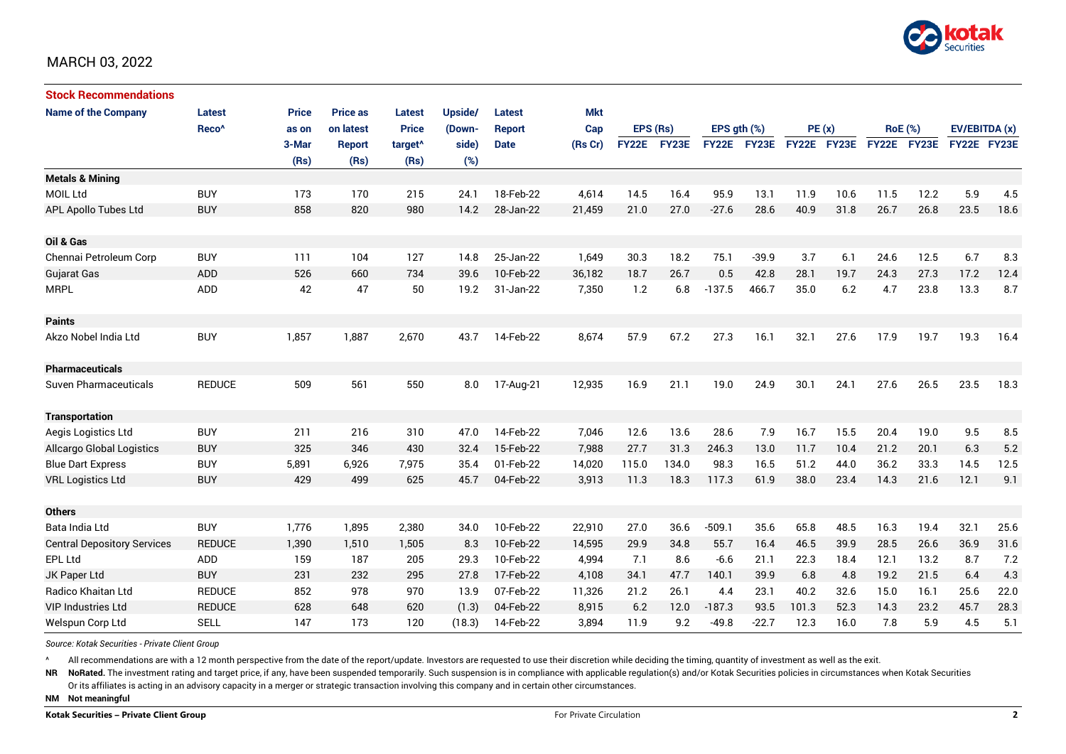MARCH 03, 2022

## Stock Recommendations

| Name of the Company | Latest Reco^ | Price as on 3-Mar (Rs) | Price as on latest Report (Rs) | Latest Price target^ (Rs) | Upside/ (Down-side) (%) | Latest Report Date | Mkt Cap (Rs Cr) | EPS (Rs) | | EPS gth (%) | | PE (x) | | RoE (%) | | EV/EBITDA (x) | |
|---|---|---|---|---|---|---|---|---|---|---|---|---|---|---|---|---|---|
| | | | | | | | | FY22E | FY23E | FY22E | FY23E | FY22E | FY23E | FY22E | FY23E | FY22E | FY23E |
| **Metals & Mining** | | | | | | | | | | | | | | | | | |
| MOIL Ltd | BUY | 173 | 170 | 215 | 24.1 | 18-Feb-22 | 4,614 | 14.5 | 16.4 | 95.9 | 13.1 | 11.9 | 10.6 | 11.5 | 12.2 | 5.9 | 4.5 |
| APL Apollo Tubes Ltd | BUY | 858 | 820 | 980 | 14.2 | 28-Jan-22 | 21,459 | 21.0 | 27.0 | -27.6 | 28.6 | 40.9 | 31.8 | 26.7 | 26.8 | 23.5 | 18.6 |
| **Oil & Gas** | | | | | | | | | | | | | | | | | |
| Chennai Petroleum Corp | BUY | 111 | 104 | 127 | 14.8 | 25-Jan-22 | 1,649 | 30.3 | 18.2 | 75.1 | -39.9 | 3.7 | 6.1 | 24.6 | 12.5 | 6.7 | 8.3 |
| Gujarat Gas | ADD | 526 | 660 | 734 | 39.6 | 10-Feb-22 | 36,182 | 18.7 | 26.7 | 0.5 | 42.8 | 28.1 | 19.7 | 24.3 | 27.3 | 17.2 | 12.4 |
| MRPL | ADD | 42 | 47 | 50 | 19.2 | 31-Jan-22 | 7,350 | 1.2 | 6.8 | -137.5 | 466.7 | 35.0 | 6.2 | 4.7 | 23.8 | 13.3 | 8.7 |
| **Paints** | | | | | | | | | | | | | | | | | |
| Akzo Nobel India Ltd | BUY | 1,857 | 1,887 | 2,670 | 43.7 | 14-Feb-22 | 8,674 | 57.9 | 67.2 | 27.3 | 16.1 | 32.1 | 27.6 | 17.9 | 19.7 | 19.3 | 16.4 |
| **Pharmaceuticals** | | | | | | | | | | | | | | | | | |
| Suven Pharmaceuticals | REDUCE | 509 | 561 | 550 | 8.0 | 17-Aug-21 | 12,935 | 16.9 | 21.1 | 19.0 | 24.9 | 30.1 | 24.1 | 27.6 | 26.5 | 23.5 | 18.3 |
| **Transportation** | | | | | | | | | | | | | | | | | |
| Aegis Logistics Ltd | BUY | 211 | 216 | 310 | 47.0 | 14-Feb-22 | 7,046 | 12.6 | 13.6 | 28.6 | 7.9 | 16.7 | 15.5 | 20.4 | 19.0 | 9.5 | 8.5 |
| Allcargo Global Logistics | BUY | 325 | 346 | 430 | 32.4 | 15-Feb-22 | 7,988 | 27.7 | 31.3 | 246.3 | 13.0 | 11.7 | 10.4 | 21.2 | 20.1 | 6.3 | 5.2 |
| Blue Dart Express | BUY | 5,891 | 6,926 | 7,975 | 35.4 | 01-Feb-22 | 14,020 | 115.0 | 134.0 | 98.3 | 16.5 | 51.2 | 44.0 | 36.2 | 33.3 | 14.5 | 12.5 |
| VRL Logistics Ltd | BUY | 429 | 499 | 625 | 45.7 | 04-Feb-22 | 3,913 | 11.3 | 18.3 | 117.3 | 61.9 | 38.0 | 23.4 | 14.3 | 21.6 | 12.1 | 9.1 |
| **Others** | | | | | | | | | | | | | | | | | |
| Bata India Ltd | BUY | 1,776 | 1,895 | 2,380 | 34.0 | 10-Feb-22 | 22,910 | 27.0 | 36.6 | -509.1 | 35.6 | 65.8 | 48.5 | 16.3 | 19.4 | 32.1 | 25.6 |
| Central Depository Services | REDUCE | 1,390 | 1,510 | 1,505 | 8.3 | 10-Feb-22 | 14,595 | 29.9 | 34.8 | 55.7 | 16.4 | 46.5 | 39.9 | 28.5 | 26.6 | 36.9 | 31.6 |
| EPL Ltd | ADD | 159 | 187 | 205 | 29.3 | 10-Feb-22 | 4,994 | 7.1 | 8.6 | -6.6 | 21.1 | 22.3 | 18.4 | 12.1 | 13.2 | 8.7 | 7.2 |
| JK Paper Ltd | BUY | 231 | 232 | 295 | 27.8 | 17-Feb-22 | 4,108 | 34.1 | 47.7 | 140.1 | 39.9 | 6.8 | 4.8 | 19.2 | 21.5 | 6.4 | 4.3 |
| Radico Khaitan Ltd | REDUCE | 852 | 978 | 970 | 13.9 | 07-Feb-22 | 11,326 | 21.2 | 26.1 | 4.4 | 23.1 | 40.2 | 32.6 | 15.0 | 16.1 | 25.6 | 22.0 |
| VIP Industries Ltd | REDUCE | 628 | 648 | 620 | (1.3) | 04-Feb-22 | 8,915 | 6.2 | 12.0 | -187.3 | 93.5 | 101.3 | 52.3 | 14.3 | 23.2 | 45.7 | 28.3 |
| Welspun Corp Ltd | SELL | 147 | 173 | 120 | (18.3) | 14-Feb-22 | 3,894 | 11.9 | 9.2 | -49.8 | -22.7 | 12.3 | 16.0 | 7.8 | 5.9 | 4.5 | 5.1 |

*Source: Kotak Securities - Private Client Group*

^ All recommendations are with a 12 month perspective from the date of the report/update. Investors are requested to use their discretion while deciding the timing, quantity of investment as well as the exit.

**NR** **NoRated.** The investment rating and target price, if any, have been suspended temporarily. Such suspension is in compliance with applicable regulation(s) and/or Kotak Securities policies in circumstances when Kotak Securities Or its affiliates is acting in an advisory capacity in a merger or strategic transaction involving this company and in certain other circumstances.

**NM** **Not meaningful**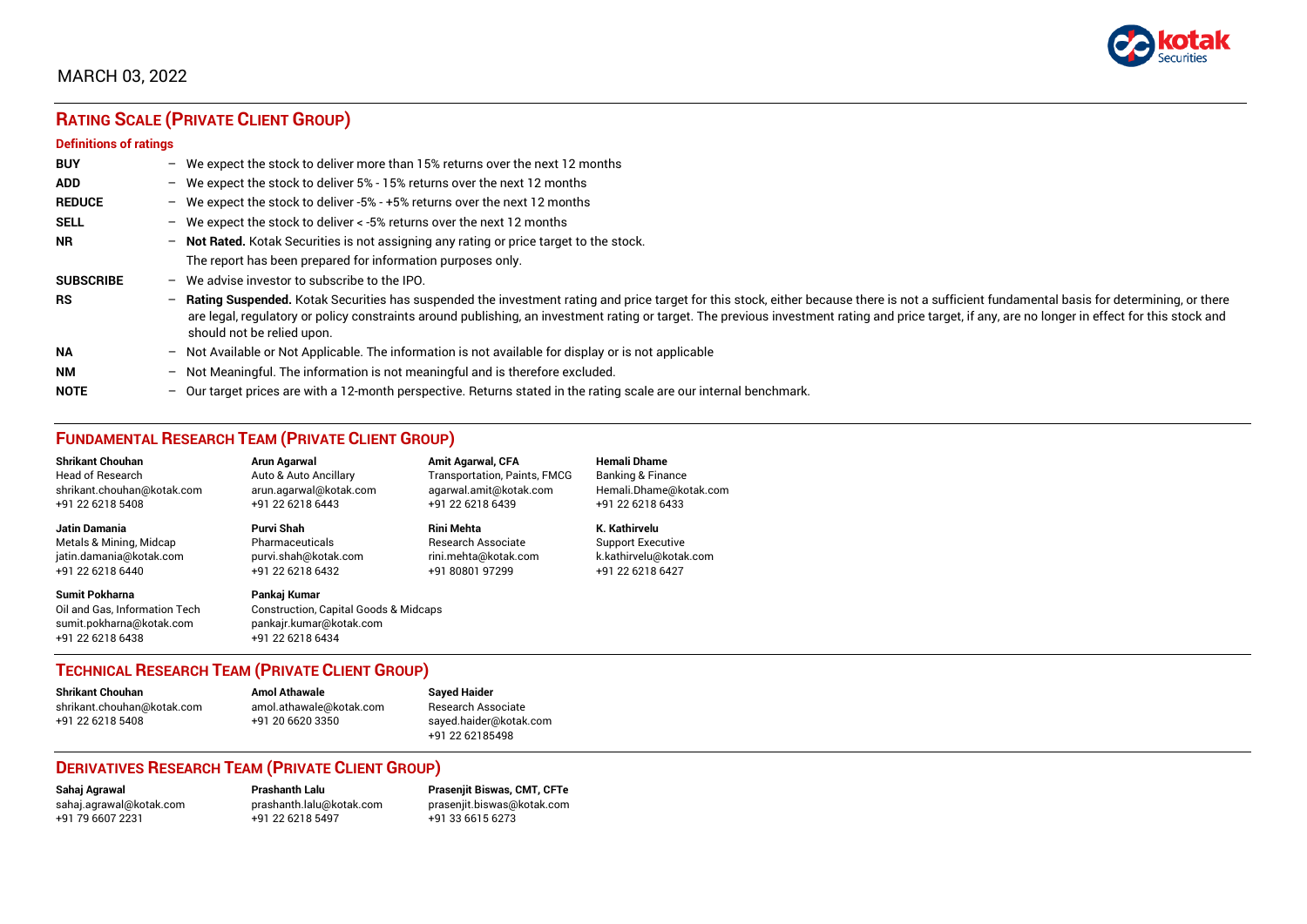MARCH 03, 2022

## RATING SCALE (PRIVATE CLIENT GROUP)

### Definitions of ratings

| | |
|---|---|
| **BUY** | – We expect the stock to deliver more than 15% returns over the next 12 months |
| **ADD** | – We expect the stock to deliver 5% - 15% returns over the next 12 months |
| **REDUCE** | – We expect the stock to deliver -5% - +5% returns over the next 12 months |
| **SELL** | – We expect the stock to deliver < -5% returns over the next 12 months |
| **NR** | – **Not Rated.** Kotak Securities is not assigning any rating or price target to the stock. The report has been prepared for information purposes only. |
| **SUBSCRIBE** | – We advise investor to subscribe to the IPO. |
| **RS** | – **Rating Suspended.** Kotak Securities has suspended the investment rating and price target for this stock, either because there is not a sufficient fundamental basis for determining, or there are legal, regulatory or policy constraints around publishing, an investment rating or target. The previous investment rating and price target, if any, are no longer in effect for this stock and should not be relied upon. |
| **NA** | – Not Available or Not Applicable. The information is not available for display or is not applicable |
| **NM** | – Not Meaningful. The information is not meaningful and is therefore excluded. |
| **NOTE** | – Our target prices are with a 12-month perspective. Returns stated in the rating scale are our internal benchmark. |

## FUNDAMENTAL RESEARCH TEAM (PRIVATE CLIENT GROUP)

**Shrikant Chouhan**
Head of Research
shrikant.chouhan@kotak.com
+91 22 6218 5408

**Arun Agarwal**
Auto & Auto Ancillary
arun.agarwal@kotak.com
+91 22 6218 6443

**Amit Agarwal, CFA**
Transportation, Paints, FMCG
agarwal.amit@kotak.com
+91 22 6218 6439

**Hemali Dhame**
Banking & Finance
Hemali.Dhame@kotak.com
+91 22 6218 6433

**Jatin Damania**
Metals & Mining, Midcap
jatin.damania@kotak.com
+91 22 6218 6440

**Purvi Shah**
Pharmaceuticals
purvi.shah@kotak.com
+91 22 6218 6432

**Rini Mehta**
Research Associate
rini.mehta@kotak.com
+91 80801 97299

**K. Kathirvelu**
Support Executive
k.kathirvelu@kotak.com
+91 22 6218 6427

**Sumit Pokharna**
Oil and Gas, Information Tech
sumit.pokharna@kotak.com
+91 22 6218 6438

**Pankaj Kumar**
Construction, Capital Goods & Midcaps
pankajr.kumar@kotak.com
+91 22 6218 6434

## TECHNICAL RESEARCH TEAM (PRIVATE CLIENT GROUP)

**Shrikant Chouhan**
shrikant.chouhan@kotak.com
+91 22 6218 5408

**Amol Athawale**
amol.athawale@kotak.com
+91 20 6620 3350

**Sayed Haider**
Research Associate
sayed.haider@kotak.com
+91 22 62185498

## DERIVATIVES RESEARCH TEAM (PRIVATE CLIENT GROUP)

**Sahaj Agrawal**
sahaj.agrawal@kotak.com
+91 79 6607 2231

**Prashanth Lalu**
prashanth.lalu@kotak.com
+91 22 6218 5497

**Prasenjit Biswas, CMT, CFTe**
prasenjit.biswas@kotak.com
+91 33 6615 6273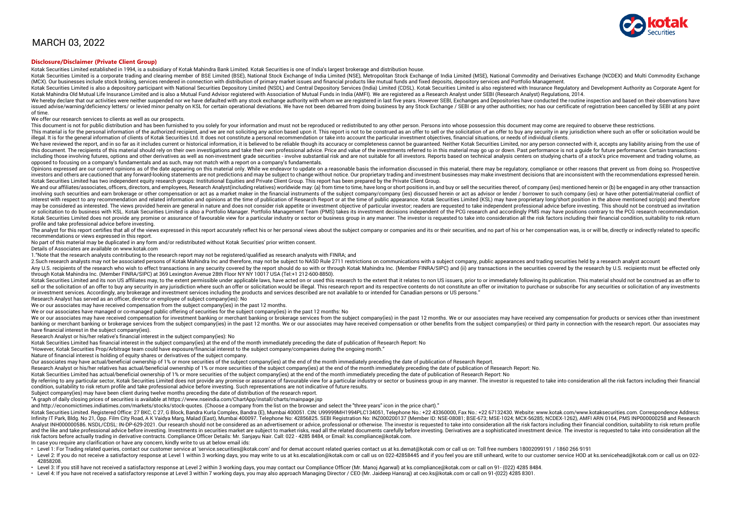MARCH 03, 2022

**Disclosure/Disclaimer (Private Client Group)**

Kotak Securities Limited established in 1994, is a subsidiary of Kotak Mahindra Bank Limited. Kotak Securities is one of India's largest brokerage and distribution house.

Kotak Securities Limited is a corporate trading and clearing member of BSE Limited (BSE), National Stock Exchange of India Limited (NSE), Metropolitan Stock Exchange of India Limited (MSE), National Commodity and Derivatives Exchange (NCDEX) and Multi Commodity Exchange (MCX). Our businesses include stock broking, services rendered in connection with distribution of primary market issues and financial products like mutual funds and fixed deposits, depository services and Portfolio Management.

Kotak Securities Limited is also a depository participant with National Securities Depository Limited (NSDL) and Central Depository Services (India) Limited (CDSL). Kotak Securities Limited is also registered with Insurance Regulatory and Development Authority as Corporate Agent for Kotak Mahindra Old Mutual Life Insurance Limited and is also a Mutual Fund Advisor registered with Association of Mutual Funds in India (AMFI). We are registered as a Research Analyst under SEBI (Research Analyst) Regulations, 2014.

We hereby declare that our activities were neither suspended nor we have defaulted with any stock exchange authority with whom we are registered in last five years. However SEBI, Exchanges and Depositories have conducted the routine inspection and based on their observations have issued advise/warning/deficiency letters/ or levied minor penalty on KSL for certain operational deviations. We have not been debarred from doing business by any Stock Exchange / SEBI or any other authorities; nor has our certificate of registration been cancelled by SEBI at any point of time.

We offer our research services to clients as well as our prospects.

This document is not for public distribution and has been furnished to you solely for your information and must not be reproduced or redistributed to any other person. Persons into whose possession this document may come are required to observe these restrictions.

This material is for the personal information of the authorized recipient, and we are not soliciting any action based upon it. This report is not to be construed as an offer to sell or the solicitation of an offer to buy any security in any jurisdiction where such an offer or solicitation would be illegal. It is for the general information of clients of Kotak Securities Ltd. It does not constitute a personal recommendation or take into account the particular investment objectives, financial situations, or needs of individual clients.

We have reviewed the report, and in so far as it includes current or historical information, it is believed to be reliable though its accuracy or completeness cannot be guaranteed. Neither Kotak Securities Limited, nor any person connected with it, accepts any liability arising from the use of this document. The recipients of this material should rely on their own investigations and take their own professional advice. Price and value of the investments referred to in this material may go up or down. Past performance is not a guide for future performance. Certain transactions - including those involving futures, options and other derivatives as well as non-investment grade securities - involve substantial risk and are not suitable for all investors. Reports based on technical analysis centers on studying charts of a stock's price movement and trading volume, as opposed to focusing on a company's fundamentals and as such, may not match with a report on a company's fundamentals.

Opinions expressed are our current opinions as of the date appearing on this material only. While we endeavor to update on a reasonable basis the information discussed in this material, there may be regulatory, compliance or other reasons that prevent us from doing so. Prospective investors and others are cautioned that any forward-looking statements are not predictions and may be subject to change without notice. Our proprietary trading and investment businesses may make investment decisions that are inconsistent with the recommendations expressed herein. Kotak Securities Limited has two independent equity research groups: Institutional Equities and Private Client Group. This report has been prepared by the Private Client Group.

We and our affiliates/associates, officers, directors, and employees, Research Analyst(including relatives) worldwide may: (a) from time to time, have long or short positions in, and buy or sell the securities thereof, of company (ies) mentioned herein or (b) be engaged in any other transaction involving such securities and earn brokerage or other compensation or act as a market maker in the financial instruments of the subject company/company (ies) discussed herein or act as advisor or lender / borrower to such company (ies) or have other potential/material conflict of interest with respect to any recommendation and related information and opinions at the time of publication of Research Report or at the time of public appearance. Kotak Securities Limited (KSL) may have proprietary long/short position in the above mentioned scrip(s) and therefore may be considered as interested. The views provided herein are general in nature and does not consider risk appetite or investment objective of particular investor; readers are requested to take independent professional advice before investing. This should not be construed as invitation or solicitation to do business with KSL. Kotak Securities Limited is also a Portfolio Manager. Portfolio Management Team (PMS) takes its investment decisions independent of the PCG research and accordingly PMS may have positions contrary to the PCG research recommendation. Kotak Securities Limited does not provide any promise or assurance of favourable view for a particular industry or sector or business group in any manner. The investor is requested to take into consideration all the risk factors including their financial condition, suitability to risk return profile and take professional advice before investing.

The analyst for this report certifies that all of the views expressed in this report accurately reflect his or her personal views about the subject company or companies and its or their securities, and no part of his or her compensation was, is or will be, directly or indirectly related to specific recommendations or views expressed in this report.

No part of this material may be duplicated in any form and/or redistributed without Kotak Securities' prior written consent.

Details of Associates are available on www.kotak.com

1."Note that the research analysts contributing to the research report may not be registered/qualified as research analysts with FINRA; and

2.Such research analysts may not be associated persons of Kotak Mahindra Inc and therefore, may not be subject to NASD Rule 2711 restrictions on communications with a subject company, public appearances and trading securities held by a research analyst account

Any U.S. recipients of the research who wish to effect transactions in any security covered by the report should do so with or through Kotak Mahindra Inc. (Member FINRA/SIPC) and (ii) any transactions in the securities covered by the research by U.S. recipients must be effected only through Kotak Mahindra Inc. (Member FINRA/SIPC) at 369 Lexington Avenue 28th Floor NY NY 10017 USA (Tel:+1 212-600-8850).

Kotak Securities Limited and its non US affiliates may, to the extent permissible under applicable laws, have acted on or used this research to the extent that it relates to non US issuers, prior to or immediately following its publication. This material should not be construed as an offer to sell or the solicitation of an offer to buy any security in any jurisdiction where such an offer or solicitation would be illegal. This research report and its respective contents do not constitute an offer or invitation to purchase or subscribe for any securities or solicitation of any investments or investment services. Accordingly, any brokerage and investment services including the products and services described are not available to or intended for Canadian persons or US persons."

Research Analyst has served as an officer, director or employee of subject company(ies): No

We or our associates may have received compensation from the subject company(ies) in the past 12 months.

We or our associates have managed or co-managed public offering of securities for the subject company(ies) in the past 12 months: No

We or our associates may have received compensation for investment banking or merchant banking or brokerage services from the subject company(ies) in the past 12 months. We or our associates may have received any compensation for products or services other than investment banking or merchant banking or brokerage services from the subject company(ies) in the past 12 months. We or our associates may have received compensation or other benefits from the subject company(ies) or third party in connection with the research report. Our associates may have financial interest in the subject company(ies).

Research Analyst or his/her relative's financial interest in the subject company(ies): No

Kotak Securities Limited has financial interest in the subject company(ies) at the end of the month immediately preceding the date of publication of Research Report: No

"However, Kotak Securities Prop/Arbitrage team could have exposure/financial interest to the subject company/companies during the ongoing month."

Nature of financial interest is holding of equity shares or derivatives of the subject company.

Our associates may have actual/beneficial ownership of 1% or more securities of the subject company(ies) at the end of the month immediately preceding the date of publication of Research Report.

Research Analyst or his/her relatives has actual/beneficial ownership of 1% or more securities of the subject company(ies) at the end of the month immediately preceding the date of publication of Research Report: No.

Kotak Securities Limited has actual/beneficial ownership of 1% or more securities of the subject company(ies) at the end of the month immediately preceding the date of publication of Research Report: No

By referring to any particular sector, Kotak Securities Limited does not provide any promise or assurance of favourable view for a particular industry or sector or business group in any manner. The investor is requested to take into consideration all the risk factors including their financial condition, suitability to risk return profile and take professional advice before investing. Such representations are not indicative of future results.

Subject company(ies) may have been client during twelve months preceding the date of distribution of the research report.

"A graph of daily closing prices of securities is available at https://www.nseindia.com/ChartApp/install/charts/mainpage.jsp

and http://economictimes.indiatimes.com/markets/stocks/stock-quotes. (Choose a company from the list on the browser and select the "three years" icon in the price chart)."

Kotak Securities Limited. Registered Office: 27 BKC, C 27, G Block, Bandra Kurla Complex, Bandra (E), Mumbai 400051. CIN: U99999MH1994PLC134051, Telephone No.: +22 43360000, Fax No.: +22 67132430. Website: www.kotak.com/www.kotaksecurities.com. Correspondence Address: Infinity IT Park, Bldg. No 21, Opp. Film City Road, A K Vaidya Marg, Malad (East), Mumbai 400097. Telephone No: 42856825. SEBI Registration No: INZ000200137 (Member ID: NSE-08081; BSE-673; MSE-1024; MCX-56285; NCDEX-1262), AMFI ARN 0164, PMS INP000000258 and Research Analyst INH000000586. NSDL/CDSL: IN-DP-629-2021. Our research should not be considered as an advertisement or advice, professional or otherwise. The investor is requested to take into consideration all the risk factors including their financial condition, suitability to risk return profile and the like and take professional advice before investing. Investments in securities market are subject to market risks, read all the related documents carefully before investing. Derivatives are a sophisticated investment device. The investor is requested to take into consideration all the risk factors before actually trading in derivative contracts. Compliance Officer Details: Mr. Sanjayu Nair. Call: 022 - 4285 8484, or Email: ks.compliance@kotak.com.

In case you require any clarification or have any concern, kindly write to us at below email ids:

- Level 1: For Trading related queries, contact our customer service at 'service.securities@kotak.com' and for demat account related queries contact us at ks.demat@kotak.com or call us on: Toll free numbers 18002099191 / 1860 266 9191
- Level 2: If you do not receive a satisfactory response at Level 1 within 3 working days, you may write to us at ks.escalation@kotak.com or call us on 022-42858445 and if you feel you are still unheard, write to our customer service HOD at ks.servicehead@kotak.com or call us on 022-42858208.
- Level 3: If you still have not received a satisfactory response at Level 2 within 3 working days, you may contact our Compliance Officer (Mr. Manoj Agarwal) at ks.compliance@kotak.com or call on 91- (022) 4285 8484.
- Level 4: If you have not received a satisfactory response at Level 3 within 7 working days, you may also approach Managing Director / CEO (Mr. Jaideep Hansraj) at ceo.ks@kotak.com or call on 91-(022) 4285 8301.